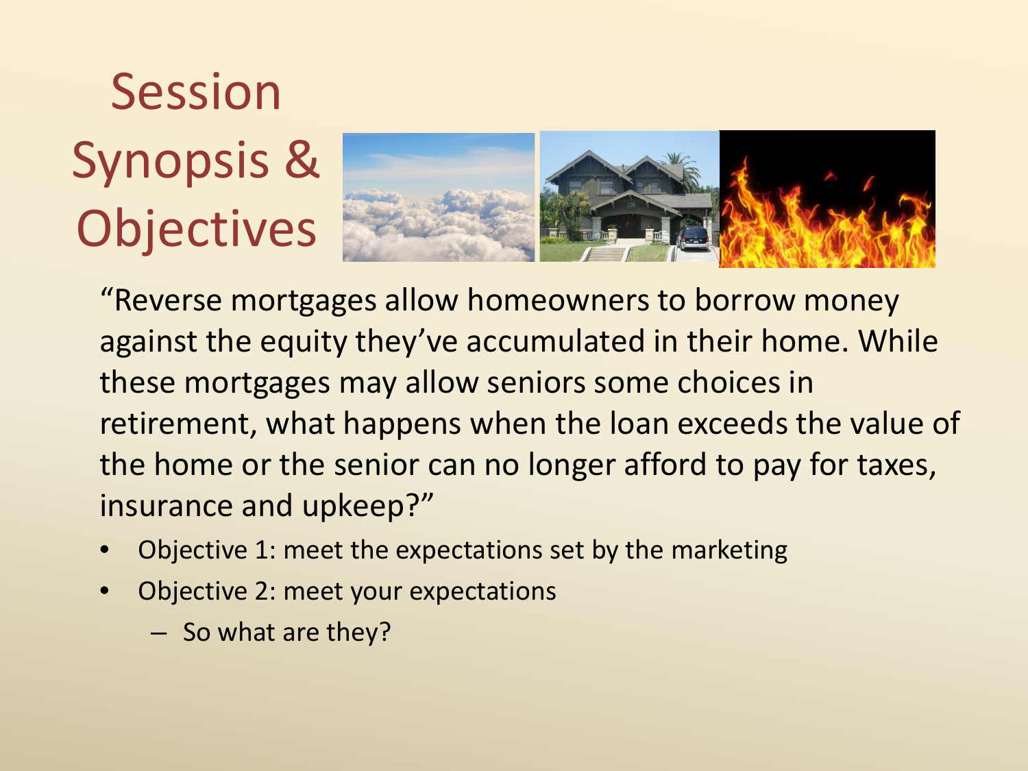# Session Synopsis & Objectives

"Reverse mortgages allow homeowners to borrow money against the equity they've accumulated in their home. While these mortgages may allow seniors some choices in retirement, what happens when the loan exceeds the value of the home or the senior can no longer afford to pay for taxes, insurance and upkeep?"

- Objective 1: meet the expectations set by the marketing
- Objective 2: meet your expectations
  - So what are they?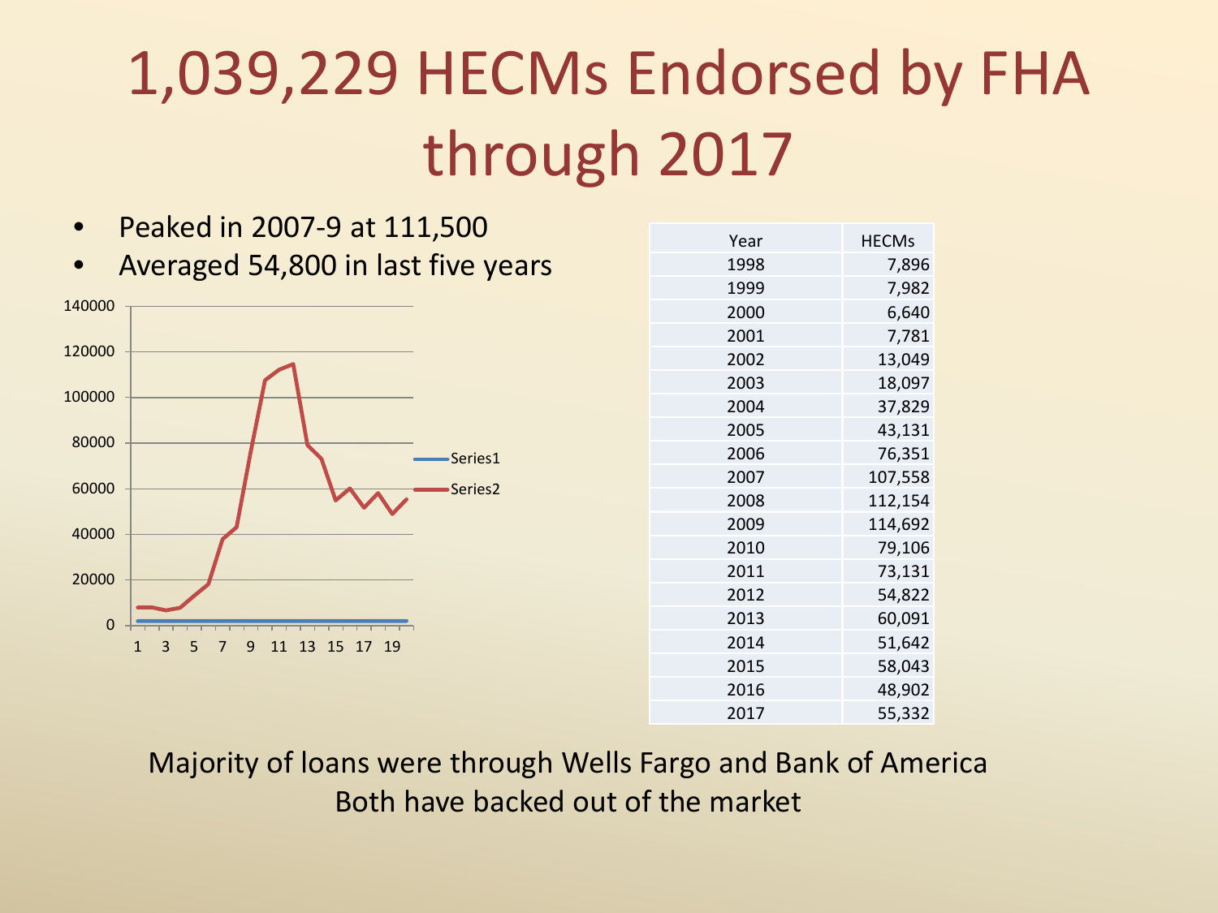# 1,039,229 HECMs Endorsed by FHA through 2017

- Peaked in 2007-9 at 111,500
- Averaged 54,800 in last five years

| Year | HECMs |
|---|---|
| 1998 | 7,896 |
| 1999 | 7,982 |
| 2000 | 6,640 |
| 2001 | 7,781 |
| 2002 | 13,049 |
| 2003 | 18,097 |
| 2004 | 37,829 |
| 2005 | 43,131 |
| 2006 | 76,351 |
| 2007 | 107,558 |
| 2008 | 112,154 |
| 2009 | 114,692 |
| 2010 | 79,106 |
| 2011 | 73,131 |
| 2012 | 54,822 |
| 2013 | 60,091 |
| 2014 | 51,642 |
| 2015 | 58,043 |
| 2016 | 48,902 |
| 2017 | 55,332 |

Majority of loans were through Wells Fargo and Bank of America

Both have backed out of the market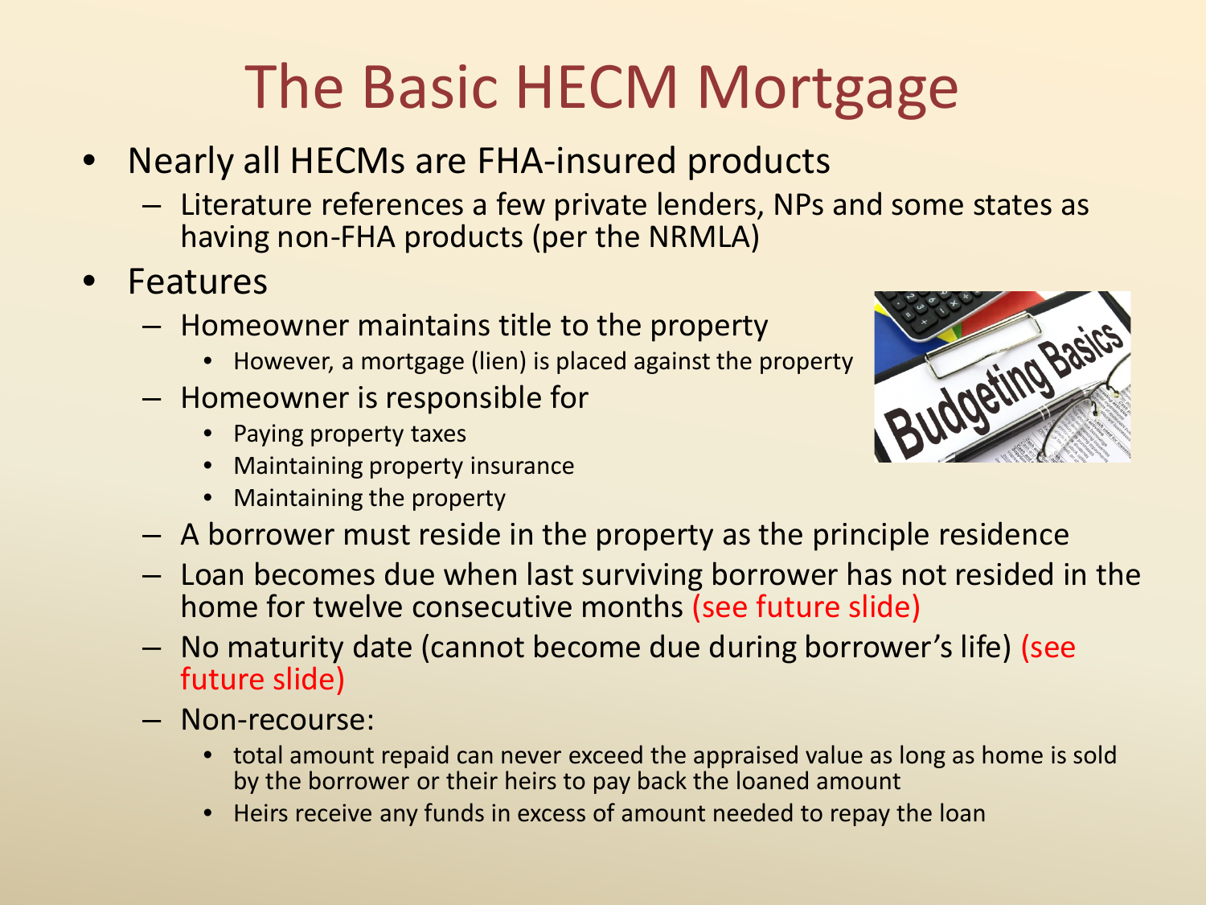# The Basic HECM Mortgage

- Nearly all HECMs are FHA-insured products
  - Literature references a few private lenders, NPs and some states as having non-FHA products (per the NRMLA)
- Features
  - Homeowner maintains title to the property
    - However, a mortgage (lien) is placed against the property
  - Homeowner is responsible for
    - Paying property taxes
    - Maintaining property insurance
    - Maintaining the property
  - A borrower must reside in the property as the principle residence
  - Loan becomes due when last surviving borrower has not resided in the home for twelve consecutive months (see future slide)
  - No maturity date (cannot become due during borrower's life) (see future slide)
  - Non-recourse:
    - total amount repaid can never exceed the appraised value as long as home is sold by the borrower or their heirs to pay back the loaned amount
    - Heirs receive any funds in excess of amount needed to repay the loan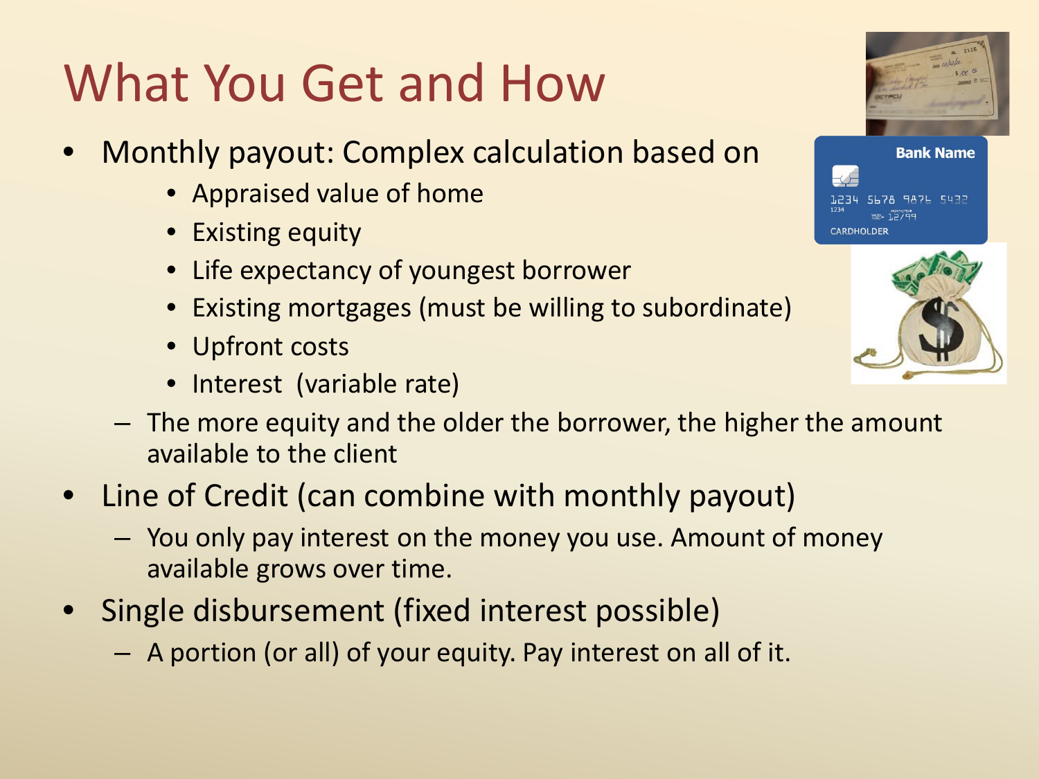# What You Get and How

- Monthly payout: Complex calculation based on
  - Appraised value of home
  - Existing equity
  - Life expectancy of youngest borrower
  - Existing mortgages (must be willing to subordinate)
  - Upfront costs
  - Interest (variable rate)
  - The more equity and the older the borrower, the higher the amount available to the client
- Line of Credit (can combine with monthly payout)
  - You only pay interest on the money you use. Amount of money available grows over time.
- Single disbursement (fixed interest possible)
  - A portion (or all) of your equity. Pay interest on all of it.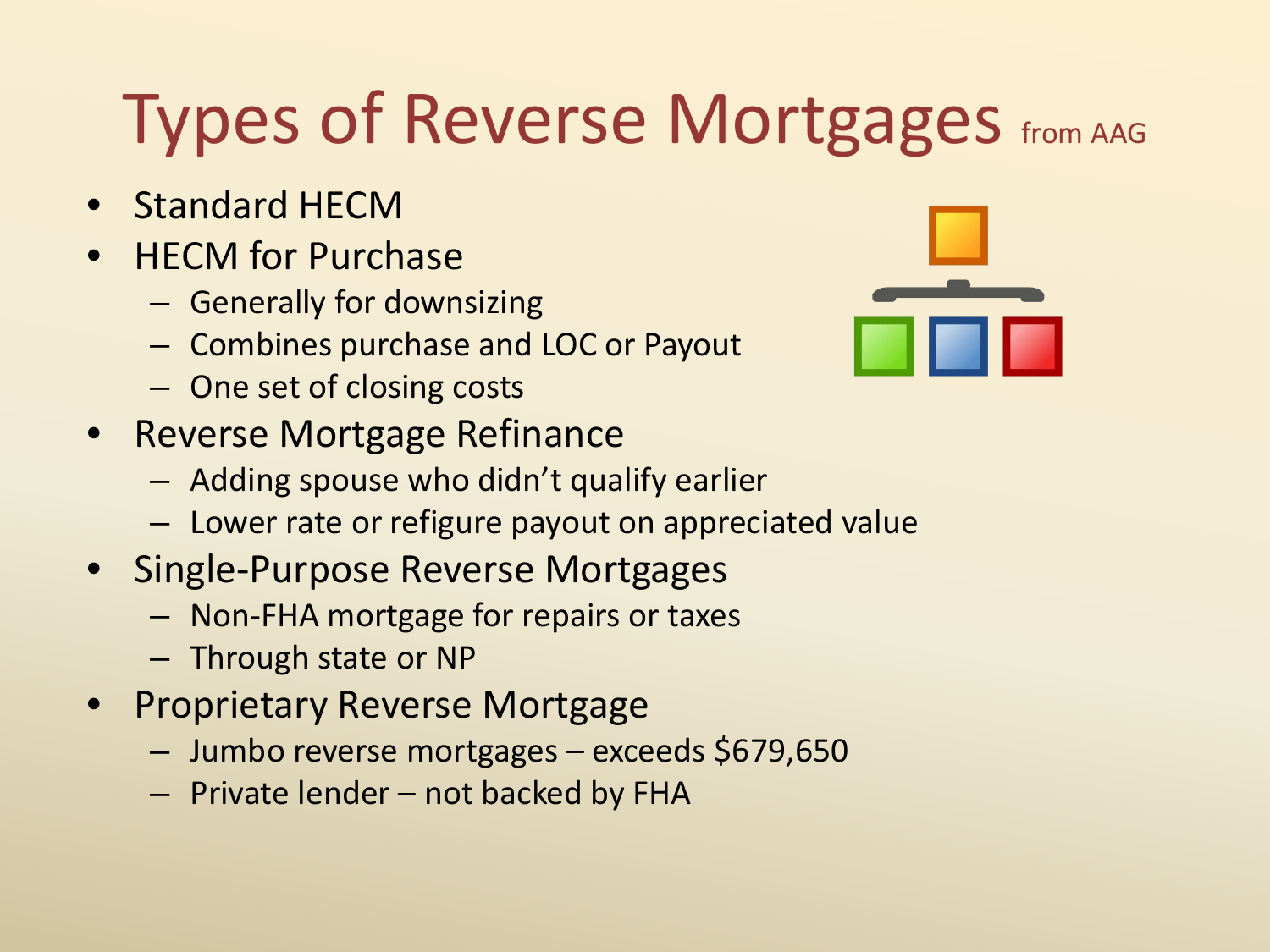# Types of Reverse Mortgages from AAG

- Standard HECM
- HECM for Purchase
  - Generally for downsizing
  - Combines purchase and LOC or Payout
  - One set of closing costs
- Reverse Mortgage Refinance
  - Adding spouse who didn't qualify earlier
  - Lower rate or refigure payout on appreciated value
- Single-Purpose Reverse Mortgages
  - Non-FHA mortgage for repairs or taxes
  - Through state or NP
- Proprietary Reverse Mortgage
  - Jumbo reverse mortgages – exceeds $679,650
  - Private lender – not backed by FHA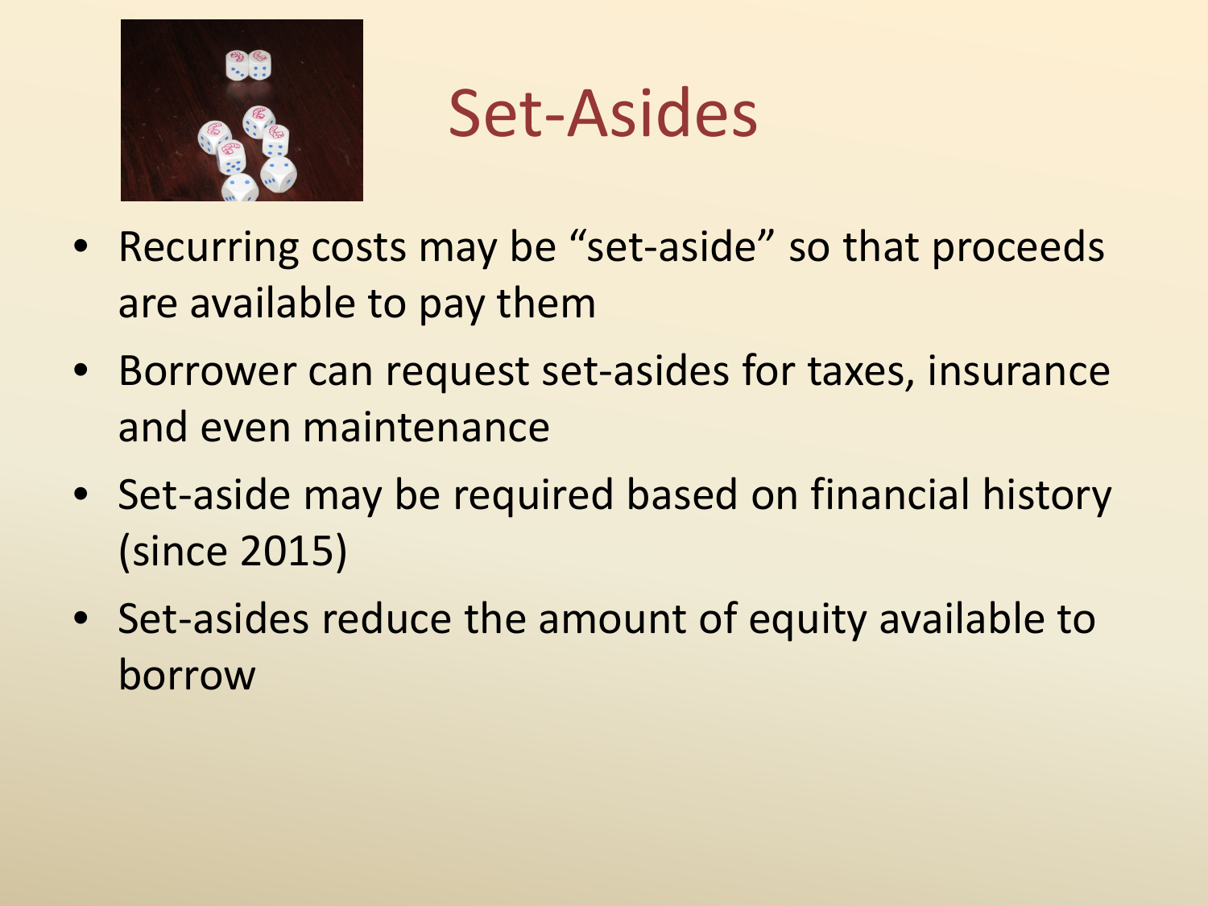# Set-Asides

- Recurring costs may be "set-aside" so that proceeds are available to pay them
- Borrower can request set-asides for taxes, insurance and even maintenance
- Set-aside may be required based on financial history (since 2015)
- Set-asides reduce the amount of equity available to borrow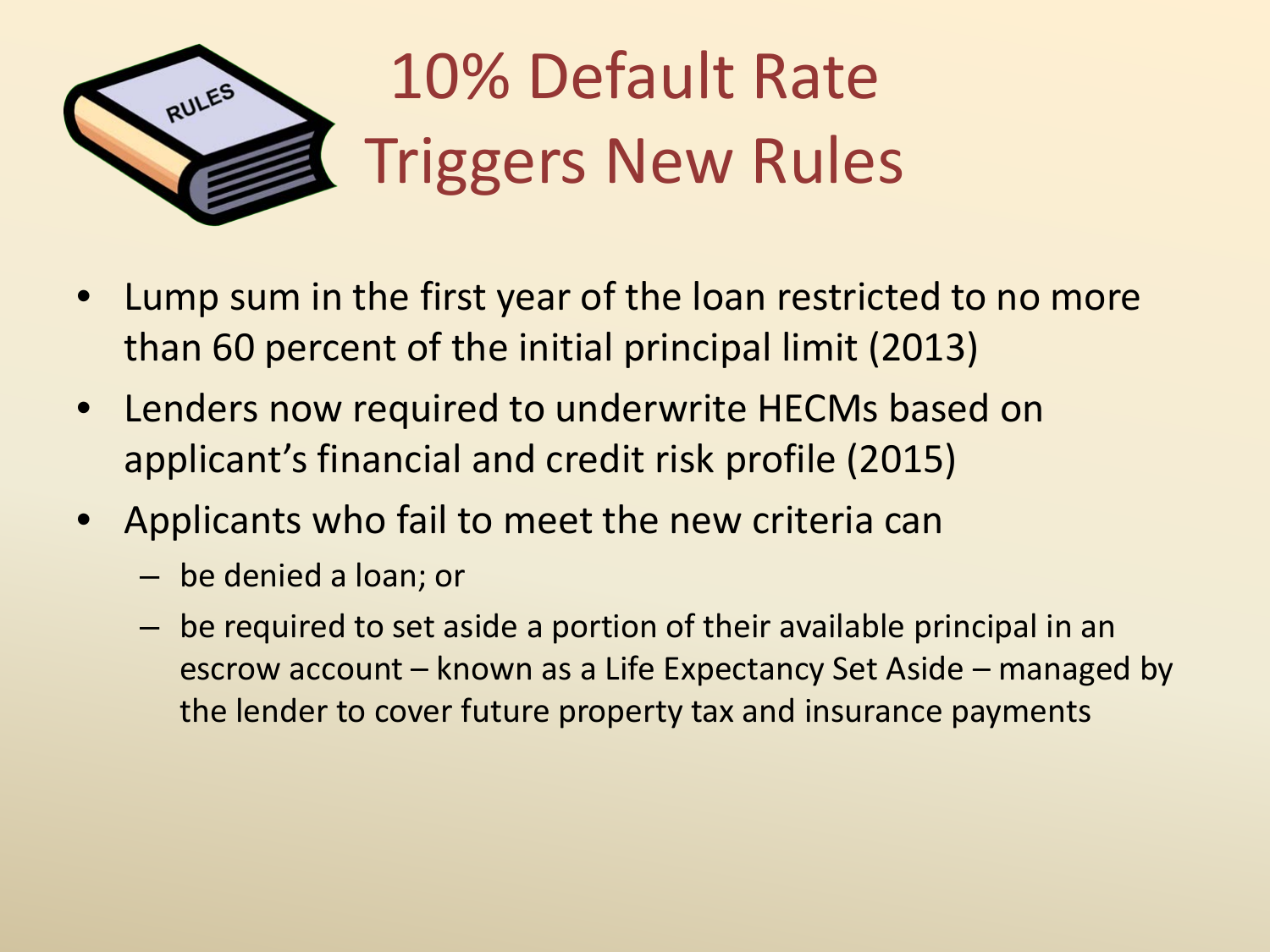# 10% Default Rate Triggers New Rules

- Lump sum in the first year of the loan restricted to no more than 60 percent of the initial principal limit (2013)
- Lenders now required to underwrite HECMs based on applicant's financial and credit risk profile (2015)
- Applicants who fail to meet the new criteria can
  - be denied a loan; or
  - be required to set aside a portion of their available principal in an escrow account – known as a Life Expectancy Set Aside – managed by the lender to cover future property tax and insurance payments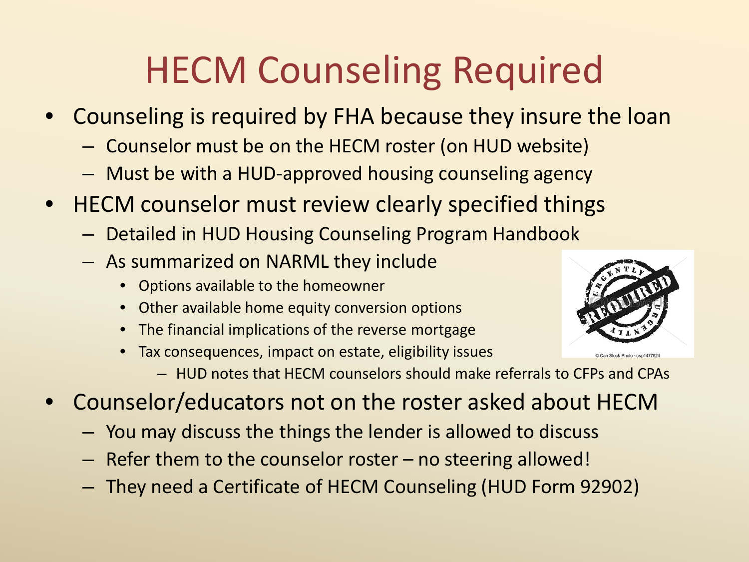# HECM Counseling Required

- Counseling is required by FHA because they insure the loan
  - Counselor must be on the HECM roster (on HUD website)
  - Must be with a HUD-approved housing counseling agency
- HECM counselor must review clearly specified things
  - Detailed in HUD Housing Counseling Program Handbook
  - As summarized on NARML they include
    - Options available to the homeowner
    - Other available home equity conversion options
    - The financial implications of the reverse mortgage
    - Tax consequences, impact on estate, eligibility issues
      - HUD notes that HECM counselors should make referrals to CFPs and CPAs
- Counselor/educators not on the roster asked about HECM
  - You may discuss the things the lender is allowed to discuss
  - Refer them to the counselor roster – no steering allowed!
  - They need a Certificate of HECM Counseling (HUD Form 92902)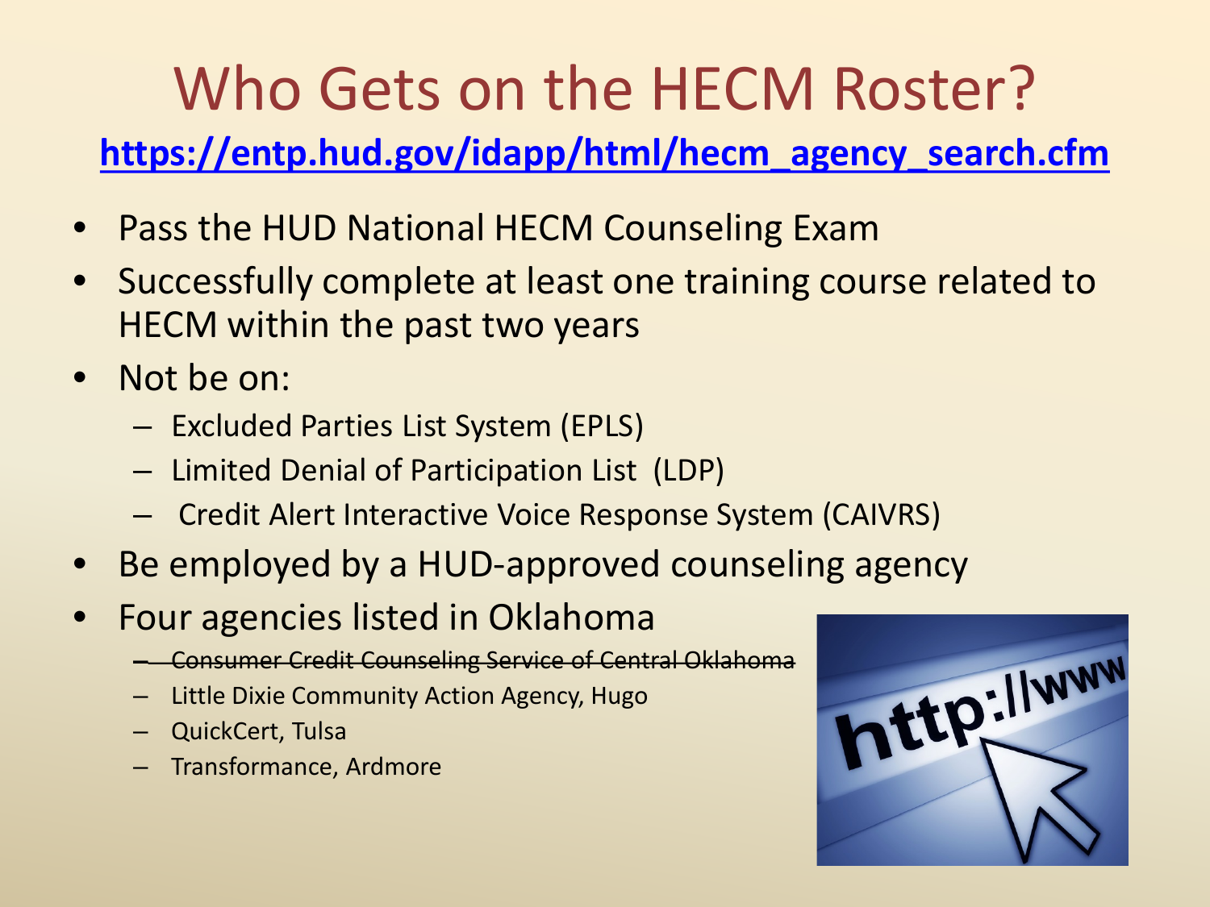# Who Gets on the HECM Roster?

**https://entp.hud.gov/idapp/html/hecm_agency_search.cfm**

- Pass the HUD National HECM Counseling Exam
- Successfully complete at least one training course related to HECM within the past two years
- Not be on:
  - Excluded Parties List System (EPLS)
  - Limited Denial of Participation List (LDP)
  - Credit Alert Interactive Voice Response System (CAIVRS)
- Be employed by a HUD-approved counseling agency
- Four agencies listed in Oklahoma
  - ~~Consumer Credit Counseling Service of Central Oklahoma~~
  - Little Dixie Community Action Agency, Hugo
  - QuickCert, Tulsa
  - Transformance, Ardmore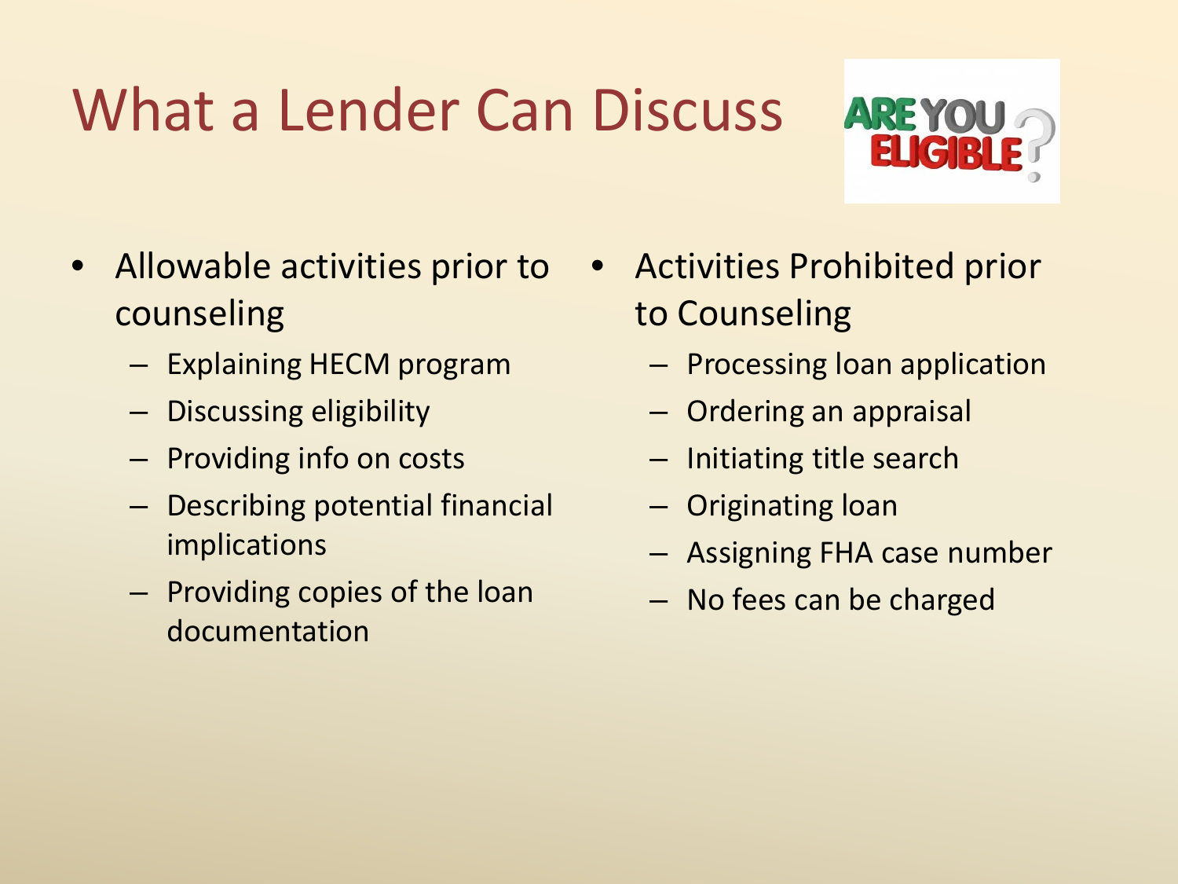# What a Lender Can Discuss

- Allowable activities prior to counseling
  - Explaining HECM program
  - Discussing eligibility
  - Providing info on costs
  - Describing potential financial implications
  - Providing copies of the loan documentation
- Activities Prohibited prior to Counseling
  - Processing loan application
  - Ordering an appraisal
  - Initiating title search
  - Originating loan
  - Assigning FHA case number
  - No fees can be charged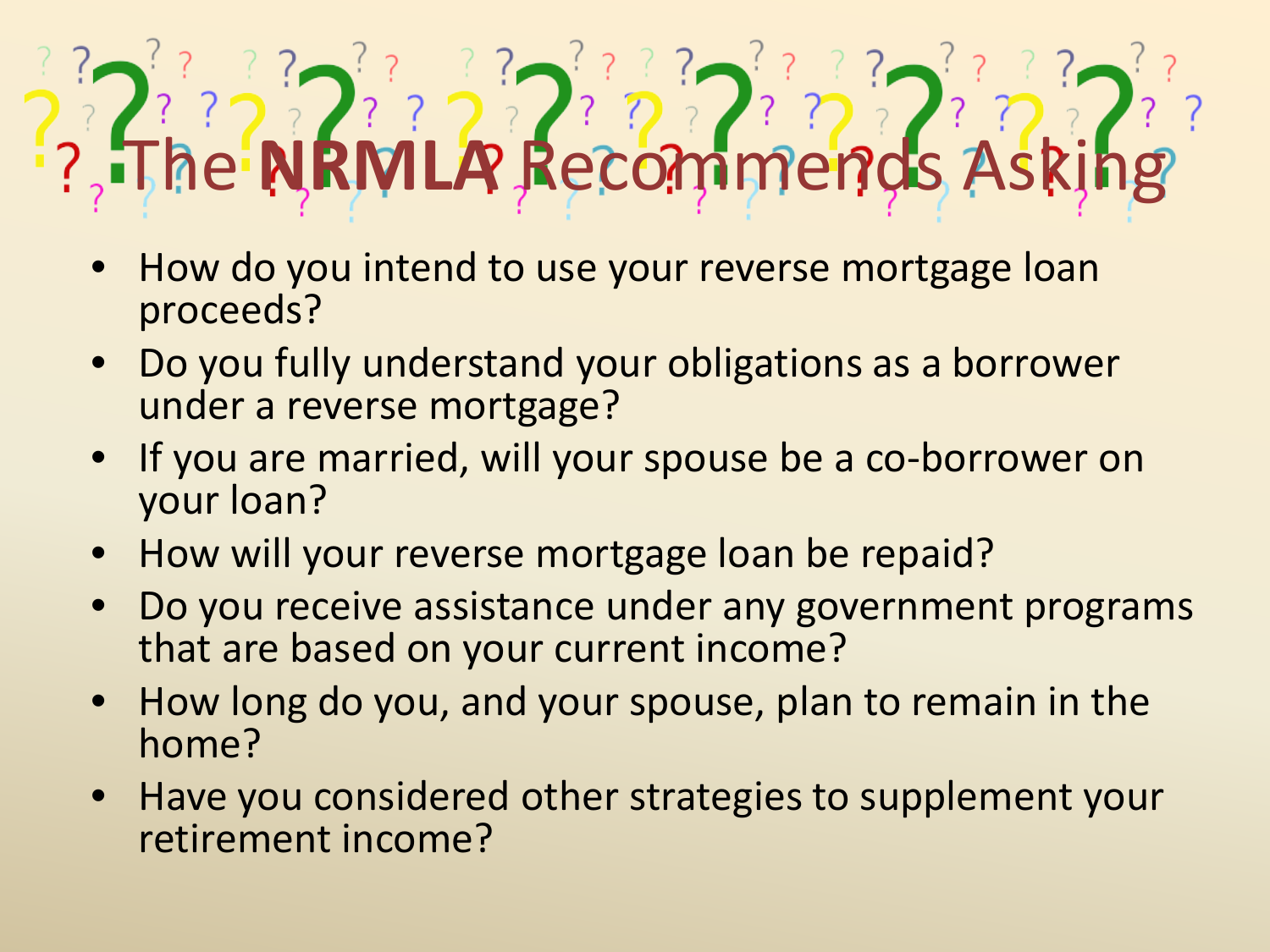# The **NRMLA** Recommends Asking

- How do you intend to use your reverse mortgage loan proceeds?
- Do you fully understand your obligations as a borrower under a reverse mortgage?
- If you are married, will your spouse be a co-borrower on your loan?
- How will your reverse mortgage loan be repaid?
- Do you receive assistance under any government programs that are based on your current income?
- How long do you, and your spouse, plan to remain in the home?
- Have you considered other strategies to supplement your retirement income?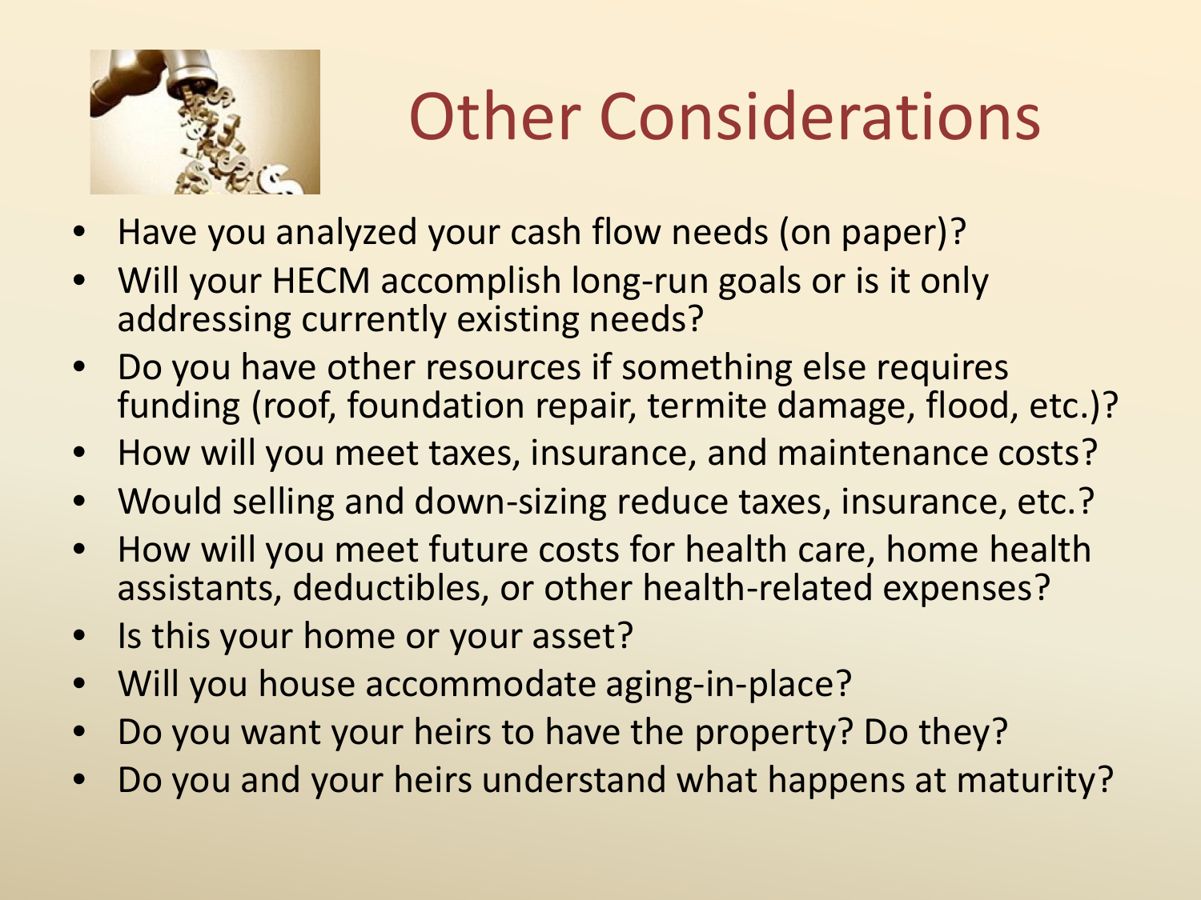# Other Considerations

- Have you analyzed your cash flow needs (on paper)?
- Will your HECM accomplish long-run goals or is it only addressing currently existing needs?
- Do you have other resources if something else requires funding (roof, foundation repair, termite damage, flood, etc.)?
- How will you meet taxes, insurance, and maintenance costs?
- Would selling and down-sizing reduce taxes, insurance, etc.?
- How will you meet future costs for health care, home health assistants, deductibles, or other health-related expenses?
- Is this your home or your asset?
- Will you house accommodate aging-in-place?
- Do you want your heirs to have the property? Do they?
- Do you and your heirs understand what happens at maturity?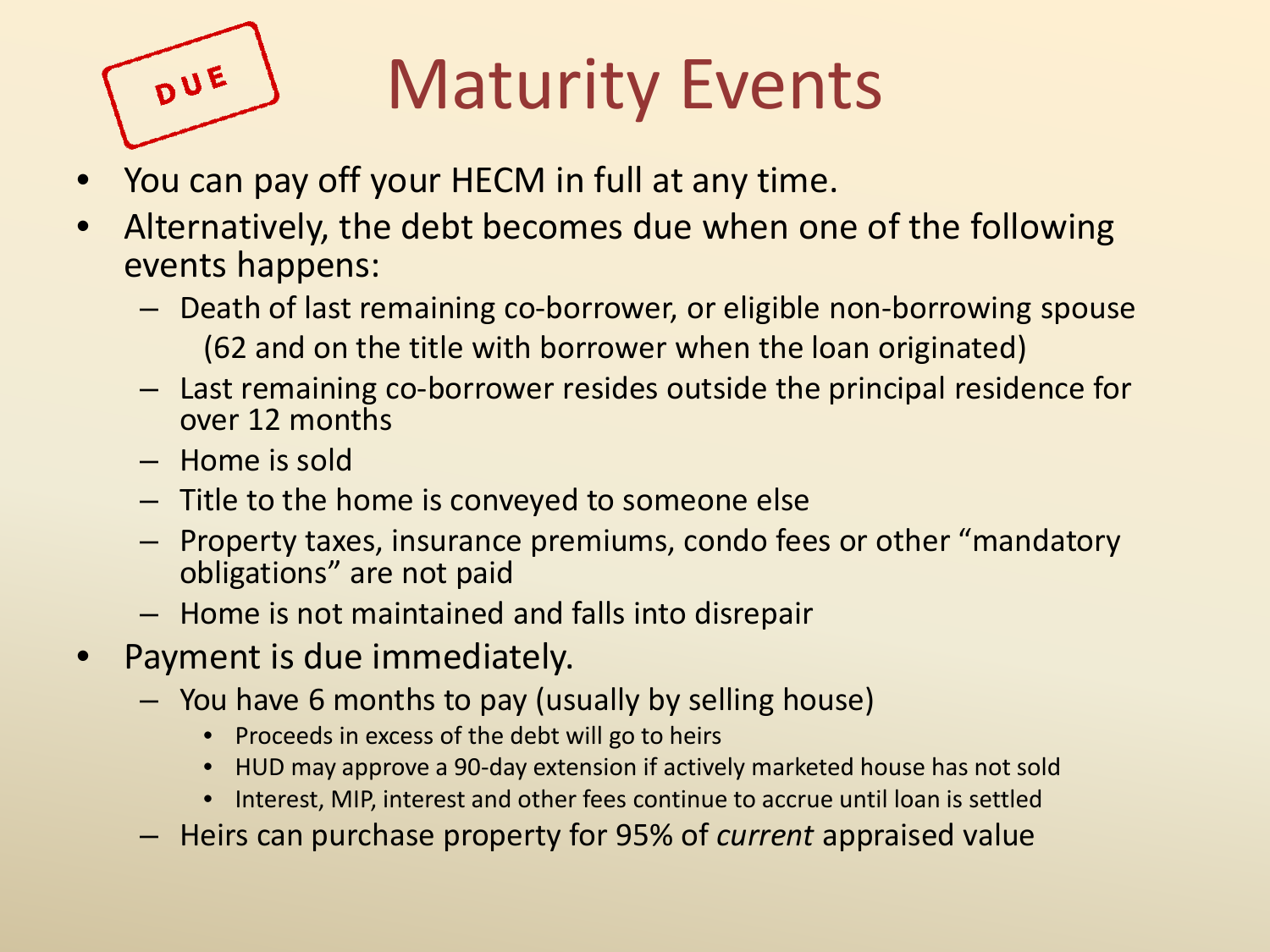# Maturity Events

DUE

- You can pay off your HECM in full at any time.
- Alternatively, the debt becomes due when one of the following events happens:
  - Death of last remaining co-borrower, or eligible non-borrowing spouse (62 and on the title with borrower when the loan originated)
  - Last remaining co-borrower resides outside the principal residence for over 12 months
  - Home is sold
  - Title to the home is conveyed to someone else
  - Property taxes, insurance premiums, condo fees or other "mandatory obligations" are not paid
  - Home is not maintained and falls into disrepair
- Payment is due immediately.
  - You have 6 months to pay (usually by selling house)
    - Proceeds in excess of the debt will go to heirs
    - HUD may approve a 90-day extension if actively marketed house has not sold
    - Interest, MIP, interest and other fees continue to accrue until loan is settled
  - Heirs can purchase property for 95% of *current* appraised value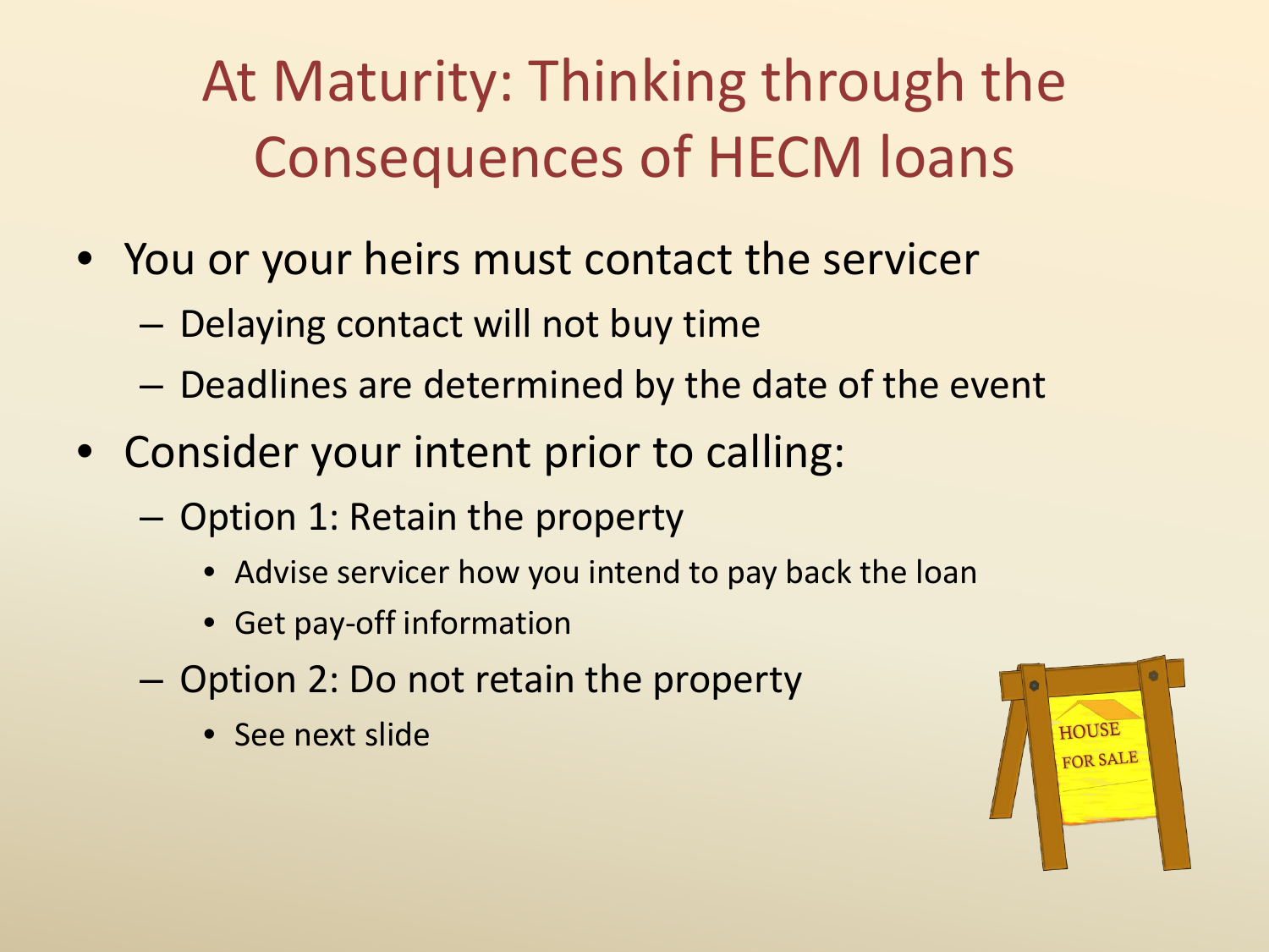# At Maturity: Thinking through the Consequences of HECM loans

- You or your heirs must contact the servicer
  - Delaying contact will not buy time
  - Deadlines are determined by the date of the event
- Consider your intent prior to calling:
  - Option 1: Retain the property
    - Advise servicer how you intend to pay back the loan
    - Get pay-off information
  - Option 2: Do not retain the property
    - See next slide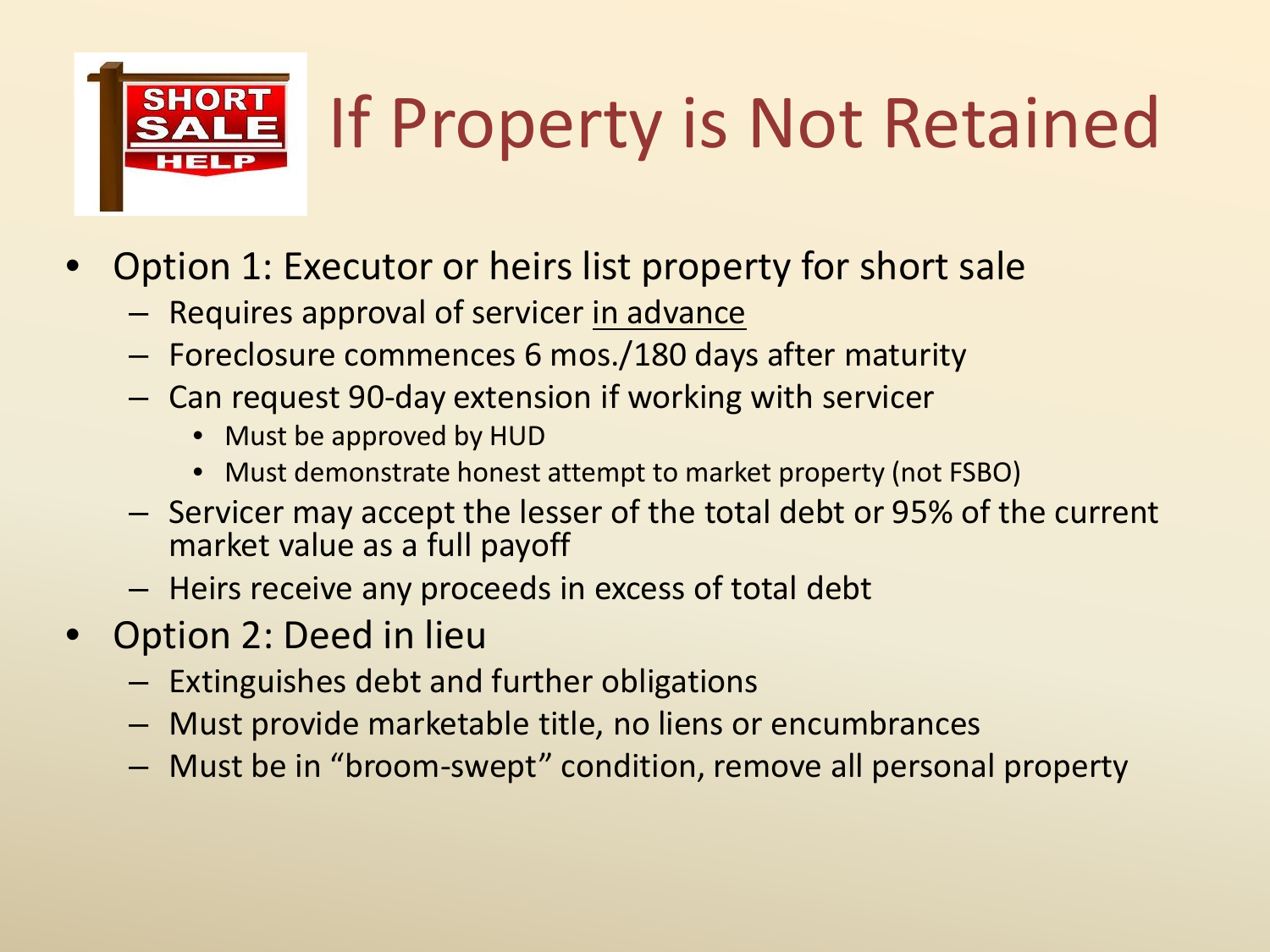# If Property is Not Retained

- Option 1: Executor or heirs list property for short sale
  - Requires approval of servicer <u>in advance</u>
  - Foreclosure commences 6 mos./180 days after maturity
  - Can request 90-day extension if working with servicer
    - Must be approved by HUD
    - Must demonstrate honest attempt to market property (not FSBO)
  - Servicer may accept the lesser of the total debt or 95% of the current market value as a full payoff
  - Heirs receive any proceeds in excess of total debt
- Option 2: Deed in lieu
  - Extinguishes debt and further obligations
  - Must provide marketable title, no liens or encumbrances
  - Must be in "broom-swept" condition, remove all personal property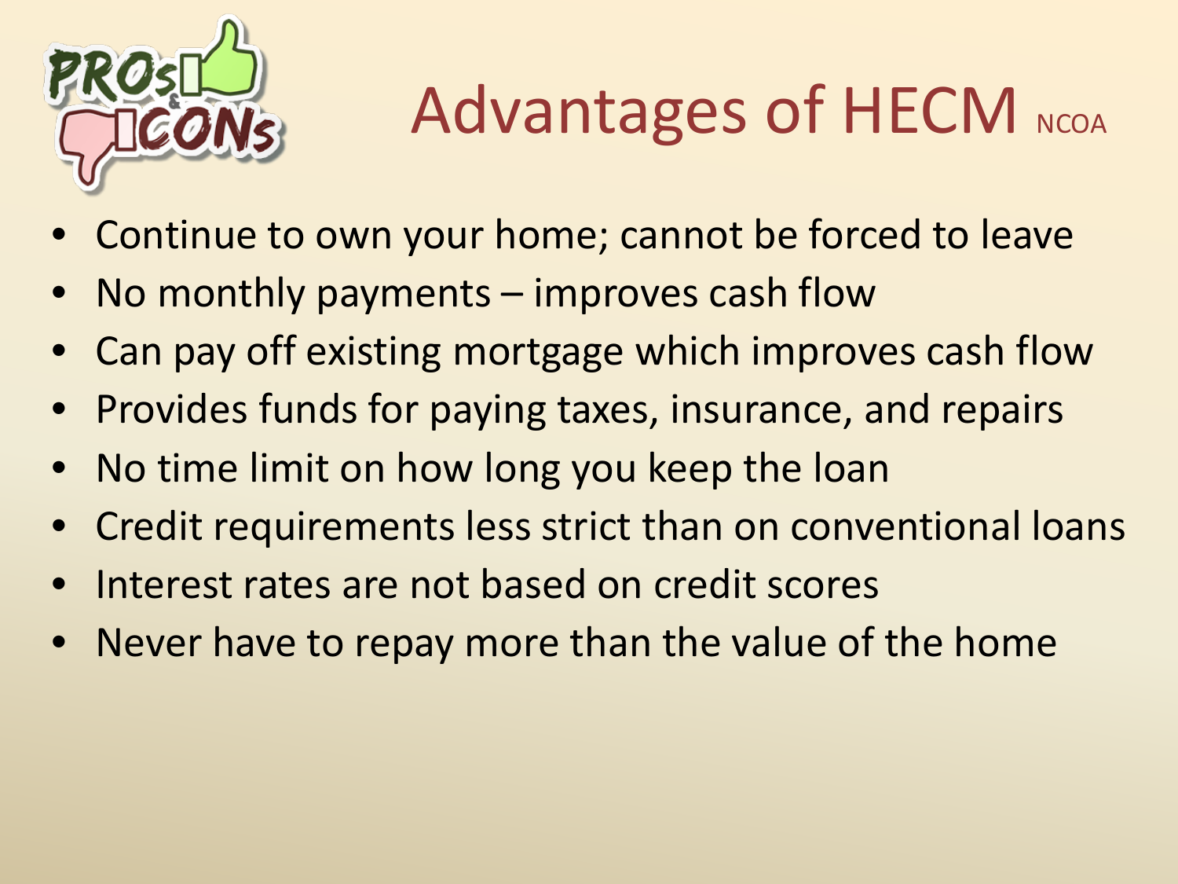# Advantages of HECM NCOA

- Continue to own your home; cannot be forced to leave
- No monthly payments – improves cash flow
- Can pay off existing mortgage which improves cash flow
- Provides funds for paying taxes, insurance, and repairs
- No time limit on how long you keep the loan
- Credit requirements less strict than on conventional loans
- Interest rates are not based on credit scores
- Never have to repay more than the value of the home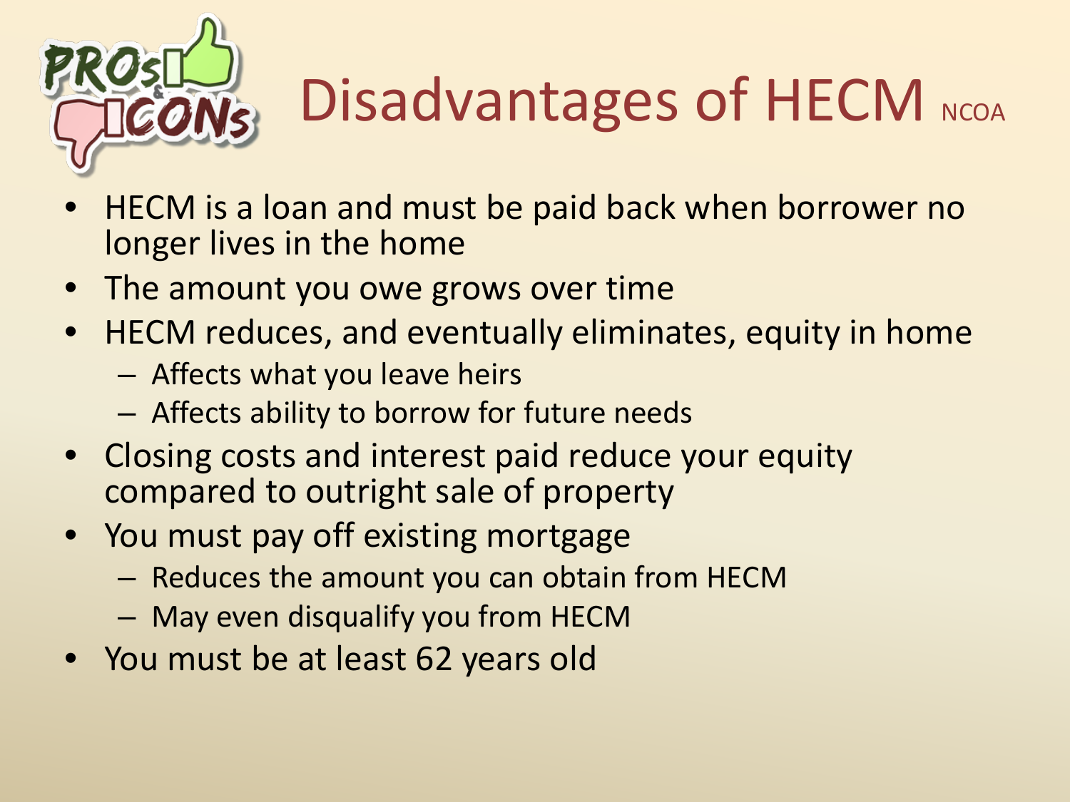# Disadvantages of HECM NCOA

- HECM is a loan and must be paid back when borrower no longer lives in the home
- The amount you owe grows over time
- HECM reduces, and eventually eliminates, equity in home
  - Affects what you leave heirs
  - Affects ability to borrow for future needs
- Closing costs and interest paid reduce your equity compared to outright sale of property
- You must pay off existing mortgage
  - Reduces the amount you can obtain from HECM
  - May even disqualify you from HECM
- You must be at least 62 years old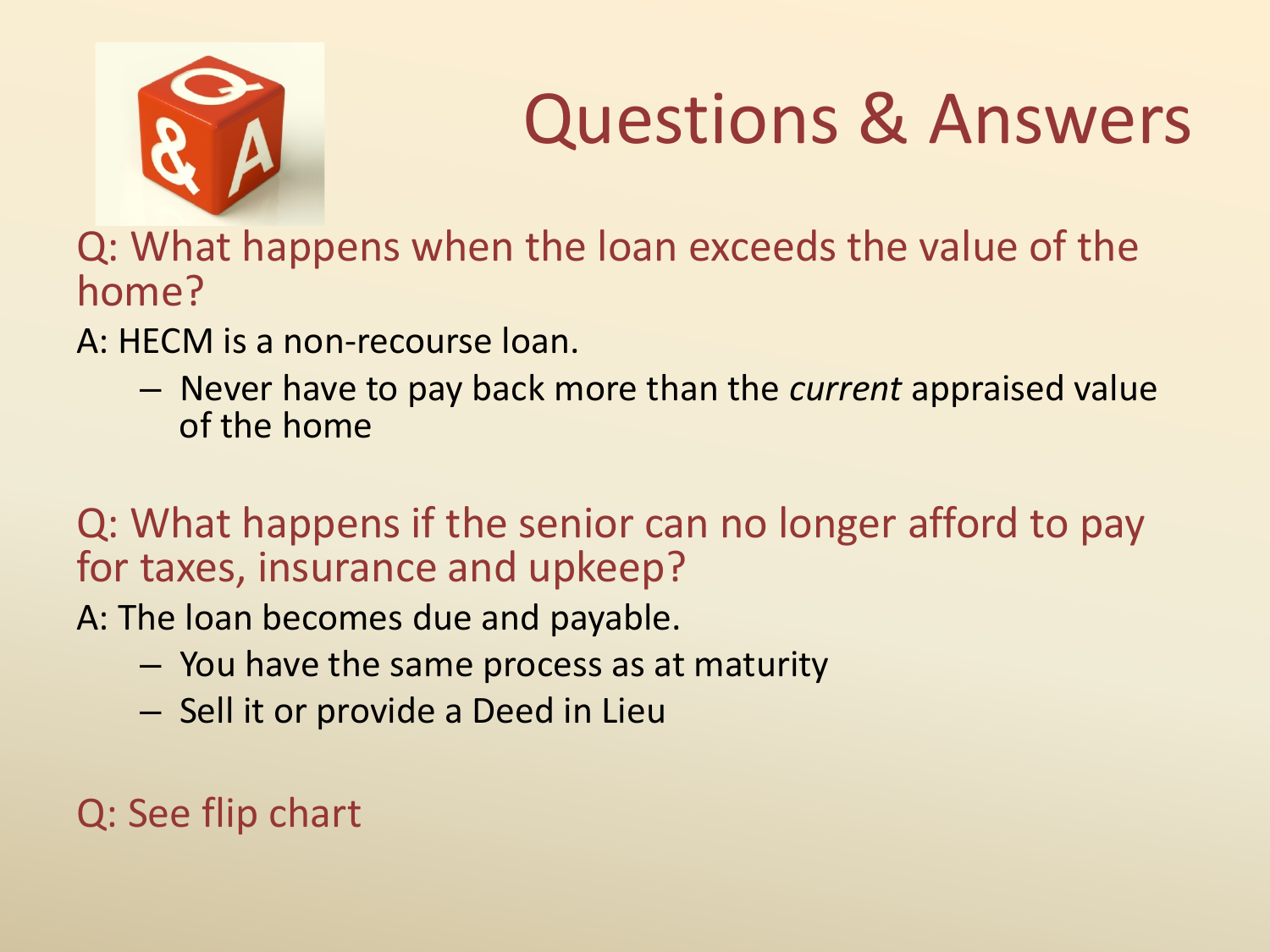# Questions & Answers

Q: What happens when the loan exceeds the value of the home?

A: HECM is a non-recourse loan.

- Never have to pay back more than the *current* appraised value of the home

Q: What happens if the senior can no longer afford to pay for taxes, insurance and upkeep?

A: The loan becomes due and payable.

- You have the same process as at maturity
- Sell it or provide a Deed in Lieu

Q: See flip chart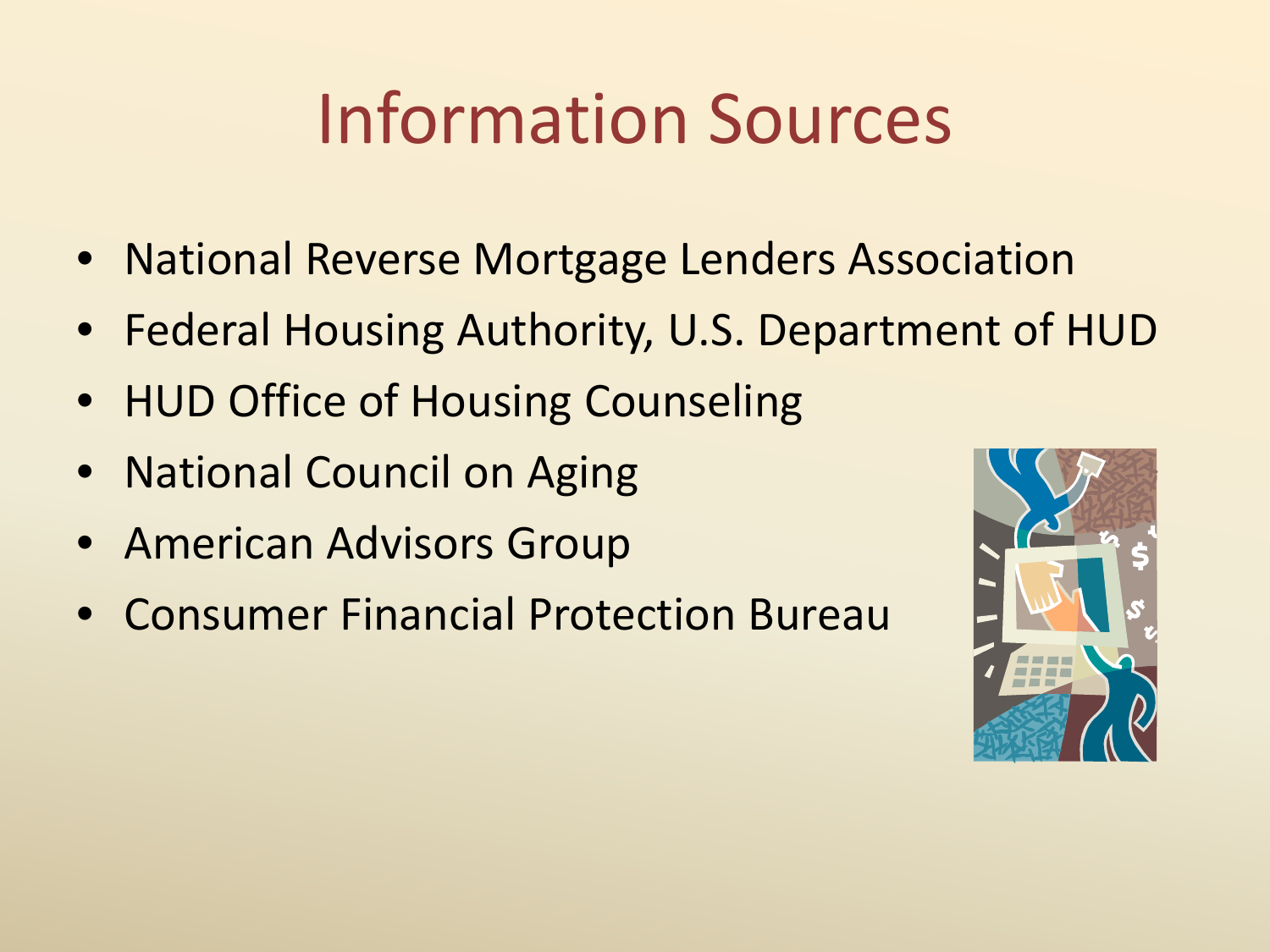# Information Sources

- National Reverse Mortgage Lenders Association
- Federal Housing Authority, U.S. Department of HUD
- HUD Office of Housing Counseling
- National Council on Aging
- American Advisors Group
- Consumer Financial Protection Bureau